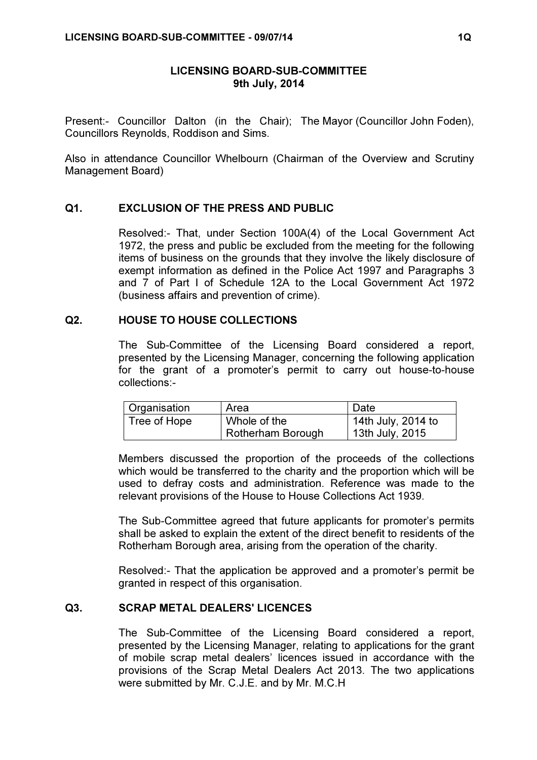# LICENSING BOARD-SUB-COMMITTEE
**9th July, 2014**

Present:- Councillor Dalton (in the Chair); The Mayor (Councillor John Foden), Councillors Reynolds, Roddison and Sims.

Also in attendance Councillor Whelbourn (Chairman of the Overview and Scrutiny Management Board)

## Q1. EXCLUSION OF THE PRESS AND PUBLIC

Resolved:- That, under Section 100A(4) of the Local Government Act 1972, the press and public be excluded from the meeting for the following items of business on the grounds that they involve the likely disclosure of exempt information as defined in the Police Act 1997 and Paragraphs 3 and 7 of Part I of Schedule 12A to the Local Government Act 1972 (business affairs and prevention of crime).

## Q2. HOUSE TO HOUSE COLLECTIONS

The Sub-Committee of the Licensing Board considered a report, presented by the Licensing Manager, concerning the following application for the grant of a promoter's permit to carry out house-to-house collections:-

| Organisation | Area | Date |
|---|---|---|
| Tree of Hope | Whole of the Rotherham Borough | 14th July, 2014 to 13th July, 2015 |

Members discussed the proportion of the proceeds of the collections which would be transferred to the charity and the proportion which will be used to defray costs and administration. Reference was made to the relevant provisions of the House to House Collections Act 1939.

The Sub-Committee agreed that future applicants for promoter's permits shall be asked to explain the extent of the direct benefit to residents of the Rotherham Borough area, arising from the operation of the charity.

Resolved:- That the application be approved and a promoter's permit be granted in respect of this organisation.

## Q3. SCRAP METAL DEALERS' LICENCES

The Sub-Committee of the Licensing Board considered a report, presented by the Licensing Manager, relating to applications for the grant of mobile scrap metal dealers' licences issued in accordance with the provisions of the Scrap Metal Dealers Act 2013. The two applications were submitted by Mr. C.J.E. and by Mr. M.C.H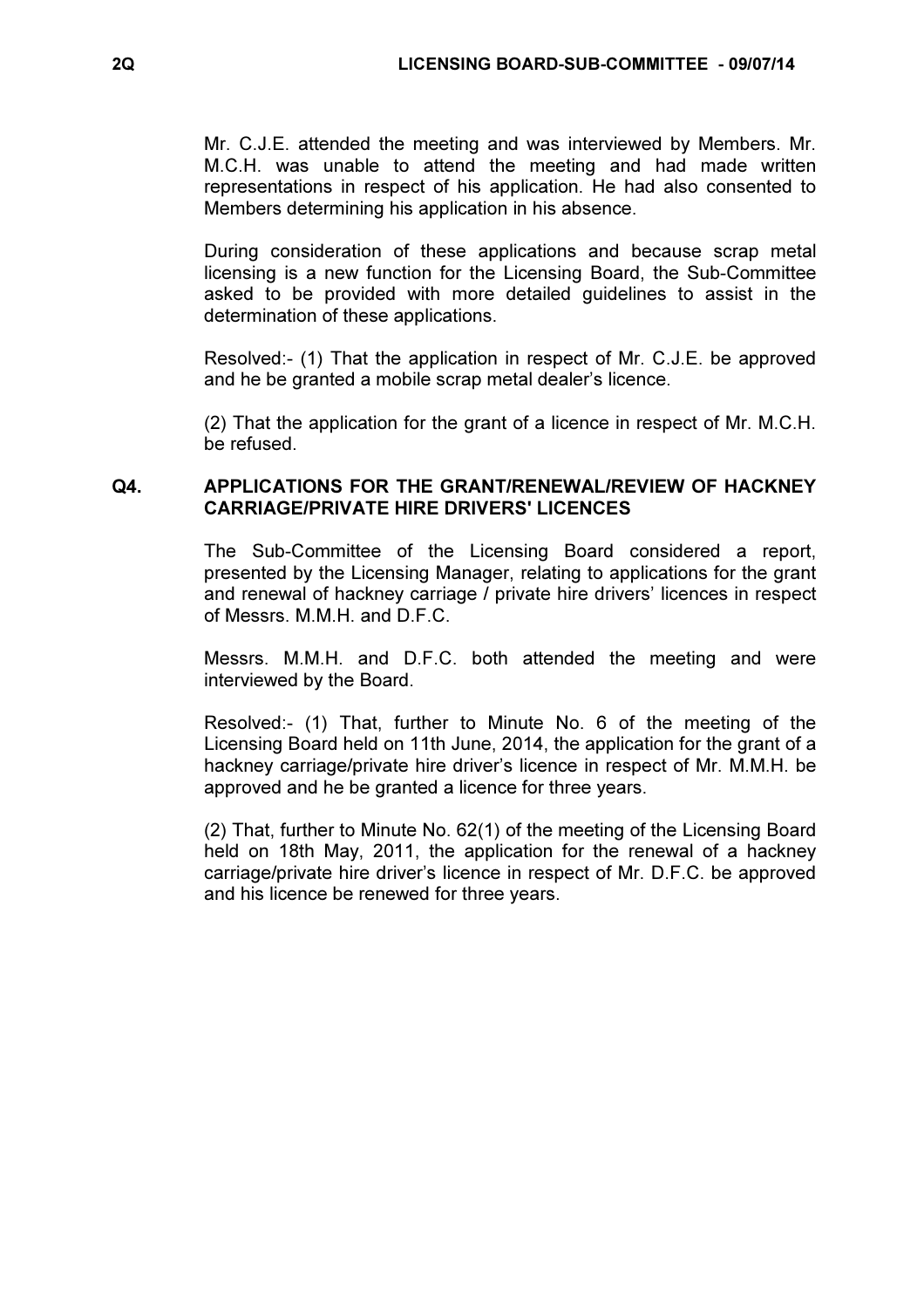Mr. C.J.E. attended the meeting and was interviewed by Members. Mr. M.C.H. was unable to attend the meeting and had made written representations in respect of his application. He had also consented to Members determining his application in his absence.

During consideration of these applications and because scrap metal licensing is a new function for the Licensing Board, the Sub-Committee asked to be provided with more detailed guidelines to assist in the determination of these applications.

Resolved:- (1) That the application in respect of Mr. C.J.E. be approved and he be granted a mobile scrap metal dealer's licence.

(2) That the application for the grant of a licence in respect of Mr. M.C.H. be refused.

## Q4. APPLICATIONS FOR THE GRANT/RENEWAL/REVIEW OF HACKNEY CARRIAGE/PRIVATE HIRE DRIVERS' LICENCES

The Sub-Committee of the Licensing Board considered a report, presented by the Licensing Manager, relating to applications for the grant and renewal of hackney carriage / private hire drivers' licences in respect of Messrs. M.M.H. and D.F.C.

Messrs. M.M.H. and D.F.C. both attended the meeting and were interviewed by the Board.

Resolved:- (1) That, further to Minute No. 6 of the meeting of the Licensing Board held on 11th June, 2014, the application for the grant of a hackney carriage/private hire driver's licence in respect of Mr. M.M.H. be approved and he be granted a licence for three years.

(2) That, further to Minute No. 62(1) of the meeting of the Licensing Board held on 18th May, 2011, the application for the renewal of a hackney carriage/private hire driver's licence in respect of Mr. D.F.C. be approved and his licence be renewed for three years.